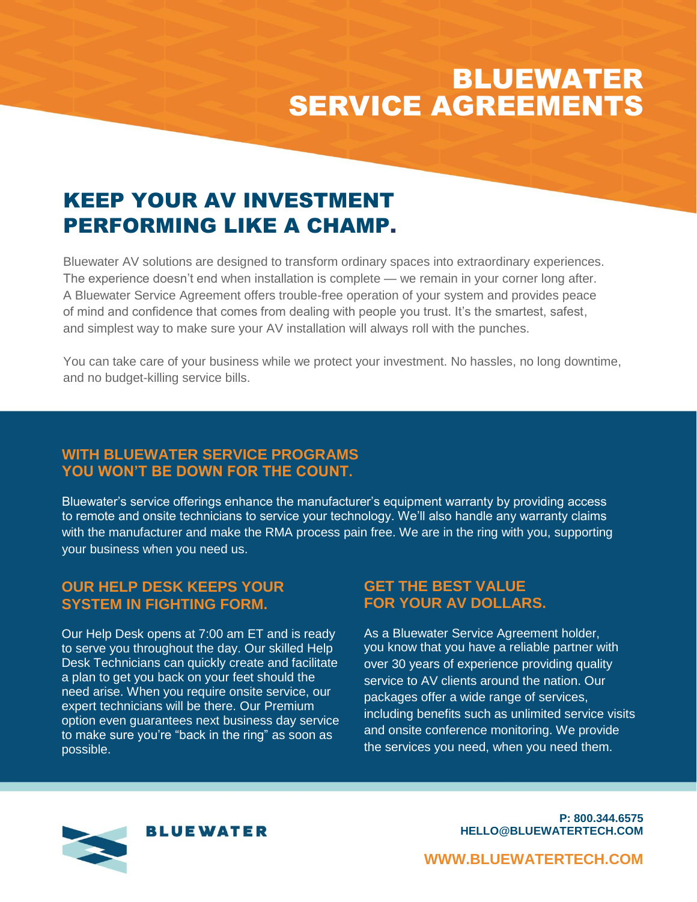# BLUEWATER SERVICE AGREEMENTS

## KEEP YOUR AV INVESTMENT PERFORMING LIKE A CHAMP.

Bluewater AV solutions are designed to transform ordinary spaces into extraordinary experiences. The experience doesn't end when installation is complete — we remain in your corner long after. A Bluewater Service Agreement offers trouble-free operation of your system and provides peace of mind and confidence that comes from dealing with people you trust. It's the smartest, safest, and simplest way to make sure your AV installation will always roll with the punches.

You can take care of your business while we protect your investment. No hassles, no long downtime, and no budget-killing service bills.

### WITH BLUEWATER SERVICE PROGRAMS YOU WON'T BE DOWN FOR THE COUNT.

Bluewater's service offerings enhance the manufacturer's equipment warranty by providing access to remote and onsite technicians to service your technology. We'll also handle any warranty claims with the manufacturer and make the RMA process pain free. We are in the ring with you, supporting your business when you need us.

### OUR HELP DESK KEEPS YOUR SYSTEM IN FIGHTING FORM.

Our Help Desk opens at 7:00 am ET and is ready to serve you throughout the day. Our skilled Help Desk Technicians can quickly create and facilitate a plan to get you back on your feet should the need arise. When you require onsite service, our expert technicians will be there. Our Premium option even guarantees next business day service to make sure you're "back in the ring" as soon as possible.

### GET THE BEST VALUE FOR YOUR AV DOLLARS.

As a Bluewater Service Agreement holder, you know that you have a reliable partner with over 30 years of experience providing quality service to AV clients around the nation. Our packages offer a wide range of services, including benefits such as unlimited service visits and onsite conference monitoring. We provide the services you need, when you need them.

BLUEWATER

**P: 800.344.6575**
**HELLO@BLUEWATERTECH.COM**

**WWW.BLUEWATERTECH.COM**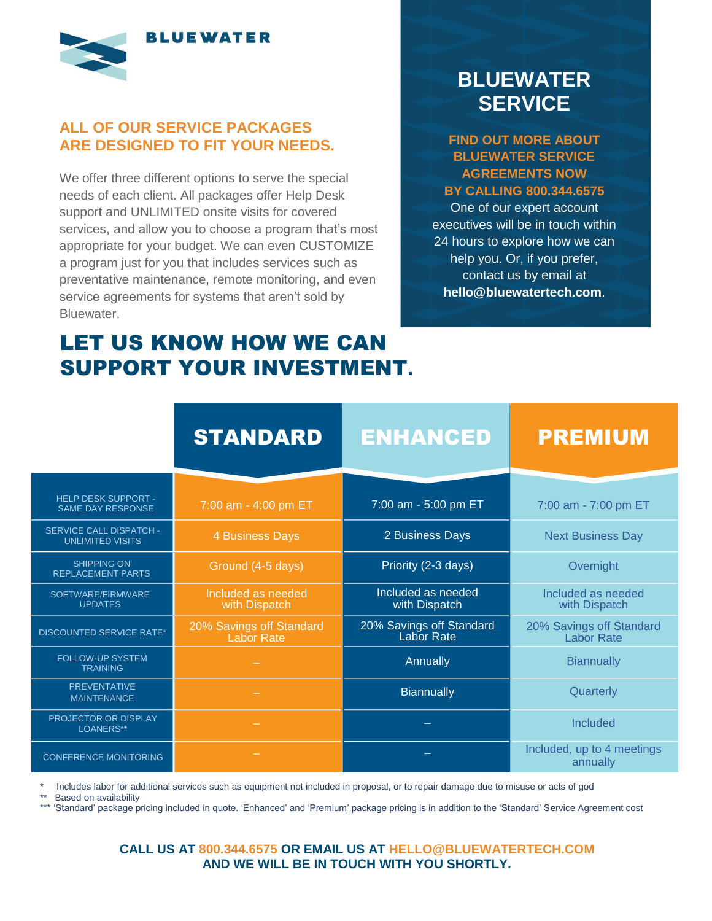BLUEWATER

## ALL OF OUR SERVICE PACKAGES ARE DESIGNED TO FIT YOUR NEEDS.

We offer three different options to serve the special needs of each client. All packages offer Help Desk support and UNLIMITED onsite visits for covered services, and allow you to choose a program that's most appropriate for your budget. We can even CUSTOMIZE a program just for you that includes services such as preventative maintenance, remote monitoring, and even service agreements for systems that aren't sold by Bluewater.

## BLUEWATER SERVICE

**FIND OUT MORE ABOUT BLUEWATER SERVICE AGREEMENTS NOW BY CALLING 800.344.6575**

One of our expert account executives will be in touch within 24 hours to explore how we can help you. Or, if you prefer, contact us by email at **hello@bluewatertech.com**.

# LET US KNOW HOW WE CAN SUPPORT YOUR INVESTMENT.

| | STANDARD | ENHANCED | PREMIUM |
|---|---|---|---|
| HELP DESK SUPPORT - SAME DAY RESPONSE | 7:00 am - 4:00 pm ET | 7:00 am - 5:00 pm ET | 7:00 am - 7:00 pm ET |
| SERVICE CALL DISPATCH - UNLIMITED VISITS | 4 Business Days | 2 Business Days | Next Business Day |
| SHIPPING ON REPLACEMENT PARTS | Ground (4-5 days) | Priority (2-3 days) | Overnight |
| SOFTWARE/FIRMWARE UPDATES | Included as needed with Dispatch | Included as needed with Dispatch | Included as needed with Dispatch |
| DISCOUNTED SERVICE RATE* | 20% Savings off Standard Labor Rate | 20% Savings off Standard Labor Rate | 20% Savings off Standard Labor Rate |
| FOLLOW-UP SYSTEM TRAINING | – | Annually | Biannually |
| PREVENTATIVE MAINTENANCE | – | Biannually | Quarterly |
| PROJECTOR OR DISPLAY LOANERS** | – | – | Included |
| CONFERENCE MONITORING | – | – | Included, up to 4 meetings annually |

\* Includes labor for additional services such as equipment not included in proposal, or to repair damage due to misuse or acts of god

** Based on availability

*** 'Standard' package pricing included in quote. 'Enhanced' and 'Premium' package pricing is in addition to the 'Standard' Service Agreement cost

**CALL US AT 800.344.6575 OR EMAIL US AT HELLO@BLUEWATERTECH.COM AND WE WILL BE IN TOUCH WITH YOU SHORTLY.**